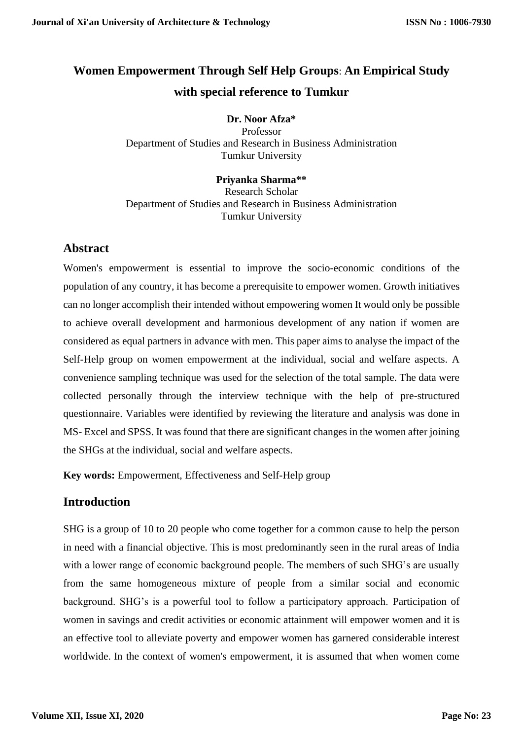# Women Empowerment Through Self Help Groups: An Empirical Study with special reference to Tumkur

**Dr. Noor Afza***
Professor
Department of Studies and Research in Business Administration
Tumkur University

**Priyanka Sharma****
Research Scholar
Department of Studies and Research in Business Administration
Tumkur University

## Abstract

Women's empowerment is essential to improve the socio-economic conditions of the population of any country, it has become a prerequisite to empower women. Growth initiatives can no longer accomplish their intended without empowering women It would only be possible to achieve overall development and harmonious development of any nation if women are considered as equal partners in advance with men. This paper aims to analyse the impact of the Self-Help group on women empowerment at the individual, social and welfare aspects. A convenience sampling technique was used for the selection of the total sample. The data were collected personally through the interview technique with the help of pre-structured questionnaire. Variables were identified by reviewing the literature and analysis was done in MS- Excel and SPSS. It was found that there are significant changes in the women after joining the SHGs at the individual, social and welfare aspects.

**Key words:** Empowerment, Effectiveness and Self-Help group

## Introduction

SHG is a group of 10 to 20 people who come together for a common cause to help the person in need with a financial objective. This is most predominantly seen in the rural areas of India with a lower range of economic background people. The members of such SHG's are usually from the same homogeneous mixture of people from a similar social and economic background. SHG's is a powerful tool to follow a participatory approach. Participation of women in savings and credit activities or economic attainment will empower women and it is an effective tool to alleviate poverty and empower women has garnered considerable interest worldwide. In the context of women's empowerment, it is assumed that when women come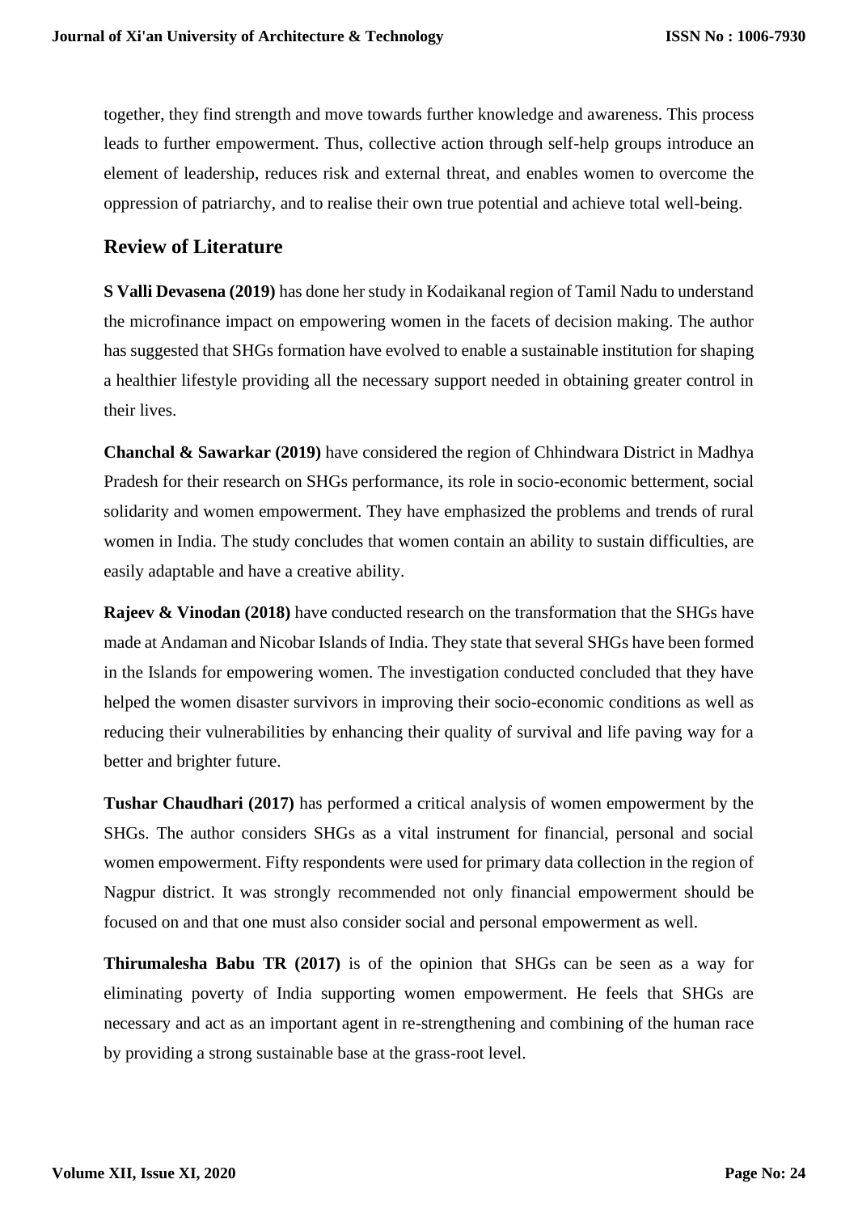together, they find strength and move towards further knowledge and awareness. This process leads to further empowerment. Thus, collective action through self-help groups introduce an element of leadership, reduces risk and external threat, and enables women to overcome the oppression of patriarchy, and to realise their own true potential and achieve total well-being.

## Review of Literature

**S Valli Devasena (2019)** has done her study in Kodaikanal region of Tamil Nadu to understand the microfinance impact on empowering women in the facets of decision making. The author has suggested that SHGs formation have evolved to enable a sustainable institution for shaping a healthier lifestyle providing all the necessary support needed in obtaining greater control in their lives.

**Chanchal & Sawarkar (2019)** have considered the region of Chhindwara District in Madhya Pradesh for their research on SHGs performance, its role in socio-economic betterment, social solidarity and women empowerment. They have emphasized the problems and trends of rural women in India. The study concludes that women contain an ability to sustain difficulties, are easily adaptable and have a creative ability.

**Rajeev & Vinodan (2018)** have conducted research on the transformation that the SHGs have made at Andaman and Nicobar Islands of India. They state that several SHGs have been formed in the Islands for empowering women. The investigation conducted concluded that they have helped the women disaster survivors in improving their socio-economic conditions as well as reducing their vulnerabilities by enhancing their quality of survival and life paving way for a better and brighter future.

**Tushar Chaudhari (2017)** has performed a critical analysis of women empowerment by the SHGs. The author considers SHGs as a vital instrument for financial, personal and social women empowerment. Fifty respondents were used for primary data collection in the region of Nagpur district. It was strongly recommended not only financial empowerment should be focused on and that one must also consider social and personal empowerment as well.

**Thirumalesha Babu TR (2017)** is of the opinion that SHGs can be seen as a way for eliminating poverty of India supporting women empowerment. He feels that SHGs are necessary and act as an important agent in re-strengthening and combining of the human race by providing a strong sustainable base at the grass-root level.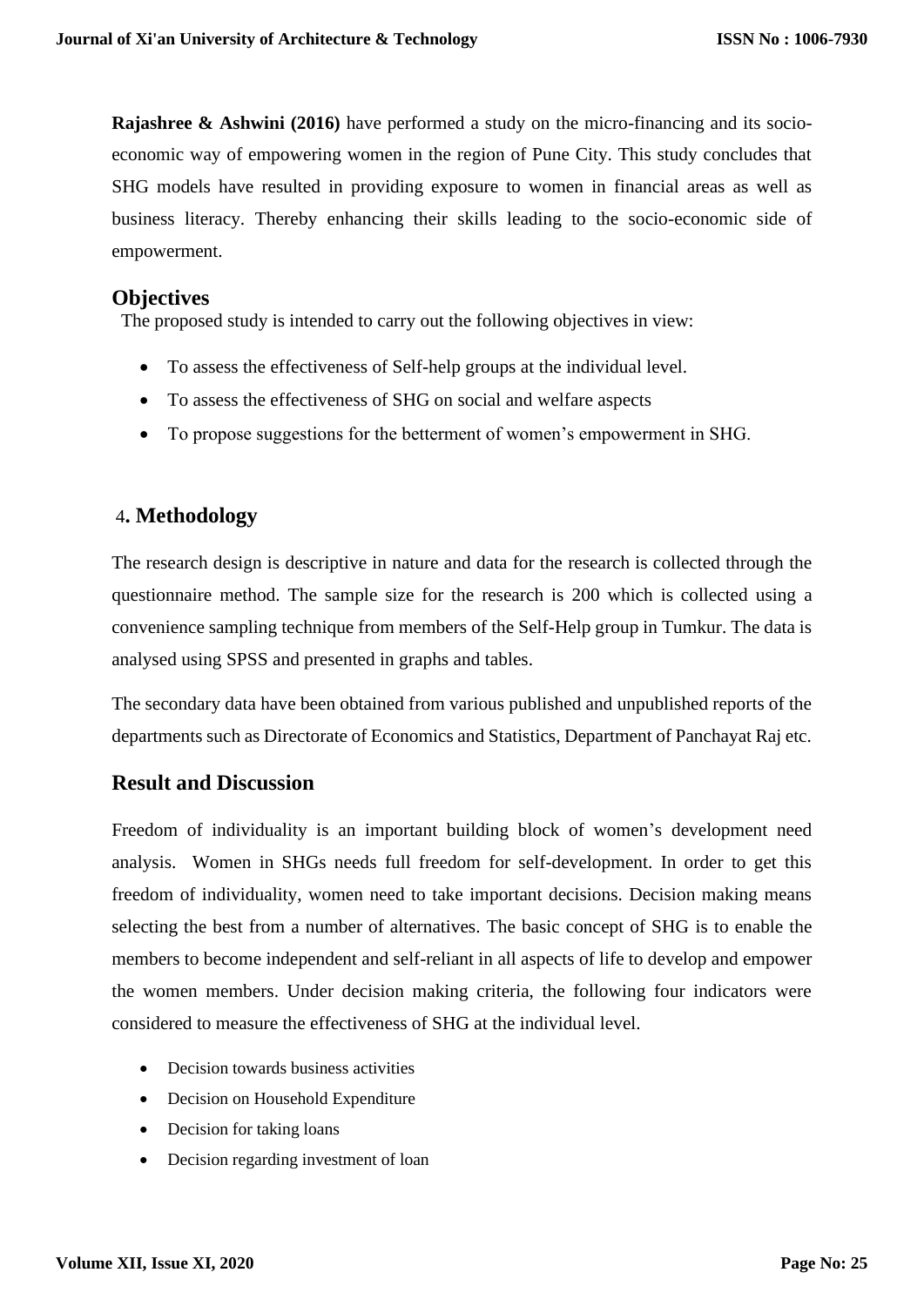**Rajashree & Ashwini (2016)** have performed a study on the micro-financing and its socio-economic way of empowering women in the region of Pune City. This study concludes that SHG models have resulted in providing exposure to women in financial areas as well as business literacy. Thereby enhancing their skills leading to the socio-economic side of empowerment.

## Objectives

The proposed study is intended to carry out the following objectives in view:

- To assess the effectiveness of Self-help groups at the individual level.
- To assess the effectiveness of SHG on social and welfare aspects
- To propose suggestions for the betterment of women's empowerment in SHG.

## 4. Methodology

The research design is descriptive in nature and data for the research is collected through the questionnaire method. The sample size for the research is 200 which is collected using a convenience sampling technique from members of the Self-Help group in Tumkur. The data is analysed using SPSS and presented in graphs and tables.

The secondary data have been obtained from various published and unpublished reports of the departments such as Directorate of Economics and Statistics, Department of Panchayat Raj etc.

## Result and Discussion

Freedom of individuality is an important building block of women's development need analysis. Women in SHGs needs full freedom for self-development. In order to get this freedom of individuality, women need to take important decisions. Decision making means selecting the best from a number of alternatives. The basic concept of SHG is to enable the members to become independent and self-reliant in all aspects of life to develop and empower the women members. Under decision making criteria, the following four indicators were considered to measure the effectiveness of SHG at the individual level.

- Decision towards business activities
- Decision on Household Expenditure
- Decision for taking loans
- Decision regarding investment of loan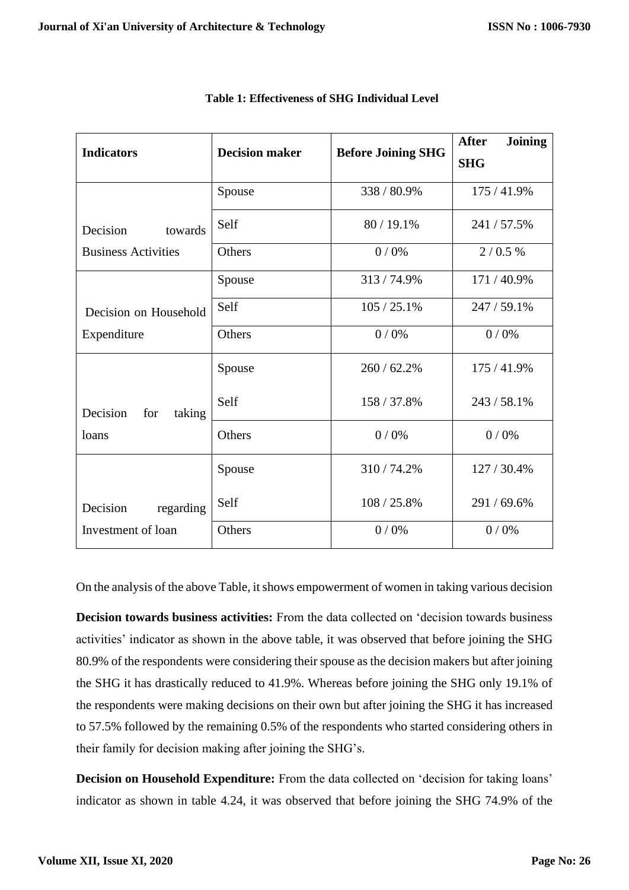**Table 1: Effectiveness of SHG Individual Level**

| Indicators | Decision maker | Before Joining SHG | After Joining SHG |
|---|---|---|---|
| Decision towards Business Activities | Spouse | 338 / 80.9% | 175 / 41.9% |
| | Self | 80 / 19.1% | 241 / 57.5% |
| | Others | 0 / 0% | 2 / 0.5 % |
| Decision on Household Expenditure | Spouse | 313 / 74.9% | 171 / 40.9% |
| | Self | 105 / 25.1% | 247 / 59.1% |
| | Others | 0 / 0% | 0 / 0% |
| Decision for taking loans | Spouse | 260 / 62.2% | 175 / 41.9% |
| | Self | 158 / 37.8% | 243 / 58.1% |
| | Others | 0 / 0% | 0 / 0% |
| Decision regarding Investment of loan | Spouse | 310 / 74.2% | 127 / 30.4% |
| | Self | 108 / 25.8% | 291 / 69.6% |
| | Others | 0 / 0% | 0 / 0% |

On the analysis of the above Table, it shows empowerment of women in taking various decision

**Decision towards business activities:** From the data collected on 'decision towards business activities' indicator as shown in the above table, it was observed that before joining the SHG 80.9% of the respondents were considering their spouse as the decision makers but after joining the SHG it has drastically reduced to 41.9%. Whereas before joining the SHG only 19.1% of the respondents were making decisions on their own but after joining the SHG it has increased to 57.5% followed by the remaining 0.5% of the respondents who started considering others in their family for decision making after joining the SHG's.

**Decision on Household Expenditure:** From the data collected on 'decision for taking loans' indicator as shown in table 4.24, it was observed that before joining the SHG 74.9% of the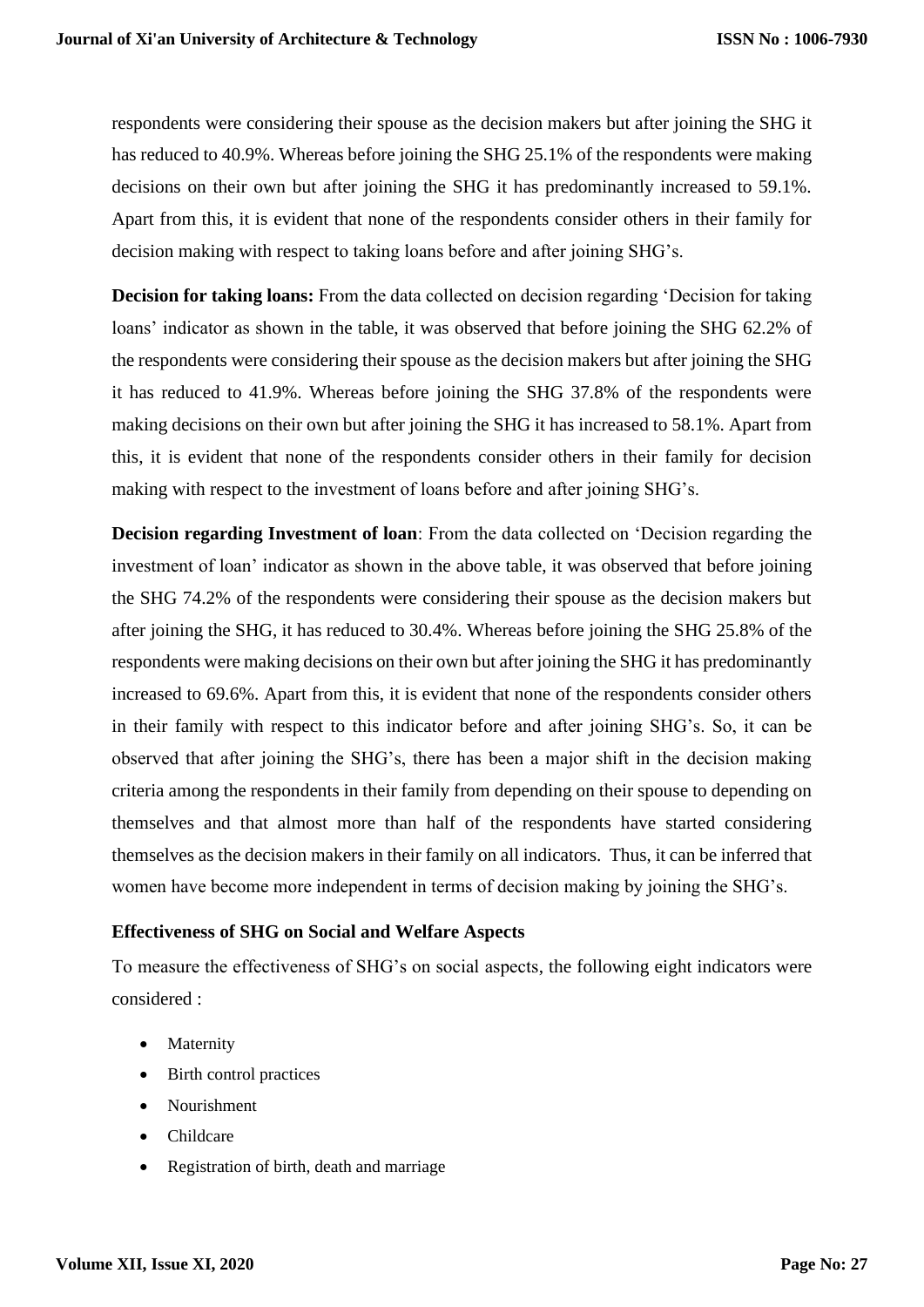respondents were considering their spouse as the decision makers but after joining the SHG it has reduced to 40.9%. Whereas before joining the SHG 25.1% of the respondents were making decisions on their own but after joining the SHG it has predominantly increased to 59.1%. Apart from this, it is evident that none of the respondents consider others in their family for decision making with respect to taking loans before and after joining SHG's.

**Decision for taking loans:** From the data collected on decision regarding 'Decision for taking loans' indicator as shown in the table, it was observed that before joining the SHG 62.2% of the respondents were considering their spouse as the decision makers but after joining the SHG it has reduced to 41.9%. Whereas before joining the SHG 37.8% of the respondents were making decisions on their own but after joining the SHG it has increased to 58.1%. Apart from this, it is evident that none of the respondents consider others in their family for decision making with respect to the investment of loans before and after joining SHG's.

**Decision regarding Investment of loan**: From the data collected on 'Decision regarding the investment of loan' indicator as shown in the above table, it was observed that before joining the SHG 74.2% of the respondents were considering their spouse as the decision makers but after joining the SHG, it has reduced to 30.4%. Whereas before joining the SHG 25.8% of the respondents were making decisions on their own but after joining the SHG it has predominantly increased to 69.6%. Apart from this, it is evident that none of the respondents consider others in their family with respect to this indicator before and after joining SHG's. So, it can be observed that after joining the SHG's, there has been a major shift in the decision making criteria among the respondents in their family from depending on their spouse to depending on themselves and that almost more than half of the respondents have started considering themselves as the decision makers in their family on all indicators. Thus, it can be inferred that women have become more independent in terms of decision making by joining the SHG's.

**Effectiveness of SHG on Social and Welfare Aspects**

To measure the effectiveness of SHG's on social aspects, the following eight indicators were considered :

- Maternity
- Birth control practices
- Nourishment
- Childcare
- Registration of birth, death and marriage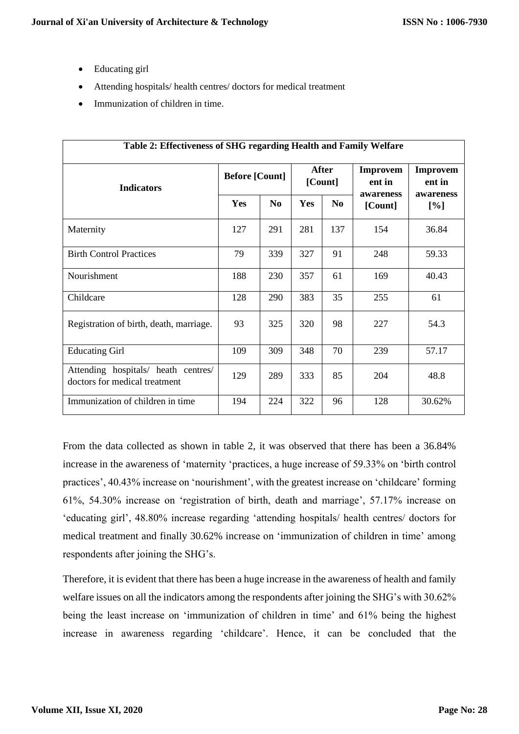- Educating girl
- Attending hospitals/ health centres/ doctors for medical treatment
- Immunization of children in time.

**Table 2: Effectiveness of SHG regarding Health and Family Welfare**

| Indicators | Before [Count] | | After [Count] | | Improvement in awareness [Count] | Improvement in awareness [%] |
|---|---|---|---|---|---|---|
| | Yes | No | Yes | No | | |
| Maternity | 127 | 291 | 281 | 137 | 154 | 36.84 |
| Birth Control Practices | 79 | 339 | 327 | 91 | 248 | 59.33 |
| Nourishment | 188 | 230 | 357 | 61 | 169 | 40.43 |
| Childcare | 128 | 290 | 383 | 35 | 255 | 61 |
| Registration of birth, death, marriage. | 93 | 325 | 320 | 98 | 227 | 54.3 |
| Educating Girl | 109 | 309 | 348 | 70 | 239 | 57.17 |
| Attending hospitals/ heath centres/ doctors for medical treatment | 129 | 289 | 333 | 85 | 204 | 48.8 |
| Immunization of children in time | 194 | 224 | 322 | 96 | 128 | 30.62% |

From the data collected as shown in table 2, it was observed that there has been a 36.84% increase in the awareness of 'maternity 'practices, a huge increase of 59.33% on 'birth control practices', 40.43% increase on 'nourishment', with the greatest increase on 'childcare' forming 61%, 54.30% increase on 'registration of birth, death and marriage', 57.17% increase on 'educating girl', 48.80% increase regarding 'attending hospitals/ health centres/ doctors for medical treatment and finally 30.62% increase on 'immunization of children in time' among respondents after joining the SHG's.

Therefore, it is evident that there has been a huge increase in the awareness of health and family welfare issues on all the indicators among the respondents after joining the SHG's with 30.62% being the least increase on 'immunization of children in time' and 61% being the highest increase in awareness regarding 'childcare'. Hence, it can be concluded that the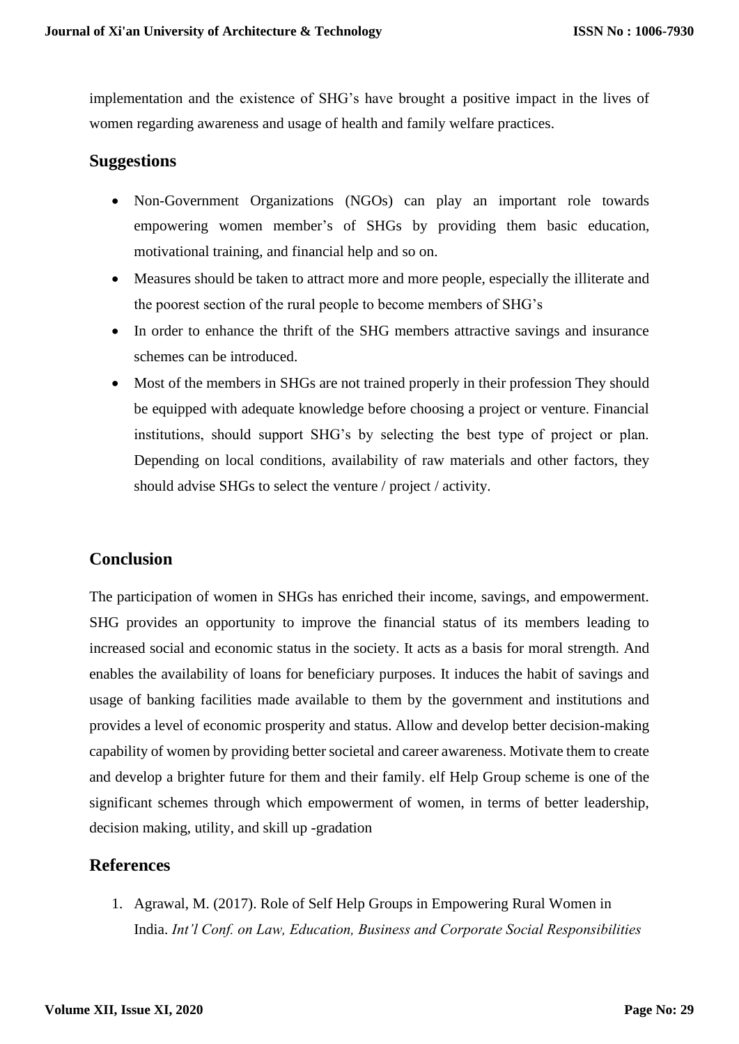implementation and the existence of SHG's have brought a positive impact in the lives of women regarding awareness and usage of health and family welfare practices.

## Suggestions

- Non-Government Organizations (NGOs) can play an important role towards empowering women member's of SHGs by providing them basic education, motivational training, and financial help and so on.
- Measures should be taken to attract more and more people, especially the illiterate and the poorest section of the rural people to become members of SHG's
- In order to enhance the thrift of the SHG members attractive savings and insurance schemes can be introduced.
- Most of the members in SHGs are not trained properly in their profession They should be equipped with adequate knowledge before choosing a project or venture. Financial institutions, should support SHG's by selecting the best type of project or plan. Depending on local conditions, availability of raw materials and other factors, they should advise SHGs to select the venture / project / activity.

## Conclusion

The participation of women in SHGs has enriched their income, savings, and empowerment. SHG provides an opportunity to improve the financial status of its members leading to increased social and economic status in the society. It acts as a basis for moral strength. And enables the availability of loans for beneficiary purposes. It induces the habit of savings and usage of banking facilities made available to them by the government and institutions and provides a level of economic prosperity and status. Allow and develop better decision-making capability of women by providing better societal and career awareness. Motivate them to create and develop a brighter future for them and their family. elf Help Group scheme is one of the significant schemes through which empowerment of women, in terms of better leadership, decision making, utility, and skill up -gradation

## References

1. Agrawal, M. (2017). Role of Self Help Groups in Empowering Rural Women in India. *Int'l Conf. on Law, Education, Business and Corporate Social Responsibilities*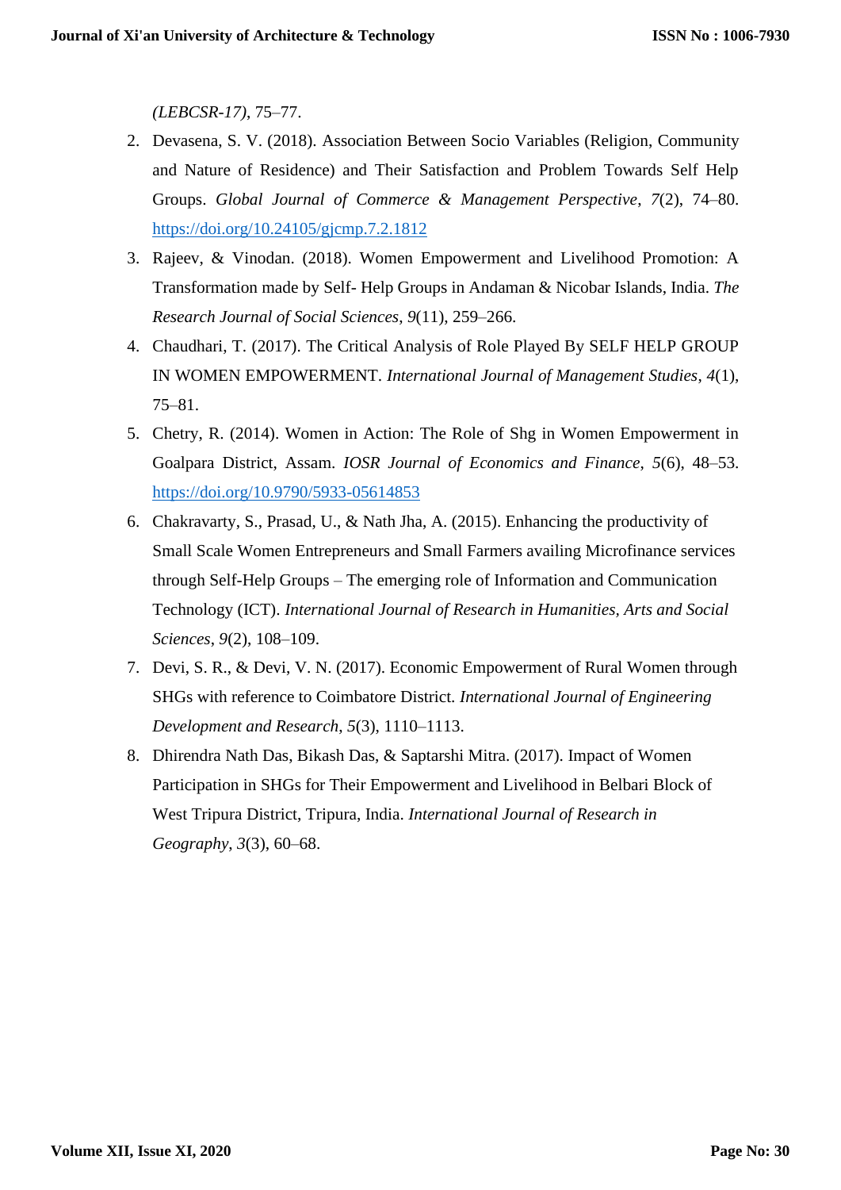*(LEBCSR-17)*, 75–77.

2. Devasena, S. V. (2018). Association Between Socio Variables (Religion, Community and Nature of Residence) and Their Satisfaction and Problem Towards Self Help Groups. *Global Journal of Commerce & Management Perspective*, *7*(2), 74–80. https://doi.org/10.24105/gjcmp.7.2.1812
3. Rajeev, & Vinodan. (2018). Women Empowerment and Livelihood Promotion: A Transformation made by Self- Help Groups in Andaman & Nicobar Islands, India. *The Research Journal of Social Sciences*, *9*(11), 259–266.
4. Chaudhari, T. (2017). The Critical Analysis of Role Played By SELF HELP GROUP IN WOMEN EMPOWERMENT. *International Journal of Management Studies*, *4*(1), 75–81.
5. Chetry, R. (2014). Women in Action: The Role of Shg in Women Empowerment in Goalpara District, Assam. *IOSR Journal of Economics and Finance*, *5*(6), 48–53. https://doi.org/10.9790/5933-05614853
6. Chakravarty, S., Prasad, U., & Nath Jha, A. (2015). Enhancing the productivity of Small Scale Women Entrepreneurs and Small Farmers availing Microfinance services through Self-Help Groups – The emerging role of Information and Communication Technology (ICT). *International Journal of Research in Humanities, Arts and Social Sciences*, *9*(2), 108–109.
7. Devi, S. R., & Devi, V. N. (2017). Economic Empowerment of Rural Women through SHGs with reference to Coimbatore District. *International Journal of Engineering Development and Research*, *5*(3), 1110–1113.
8. Dhirendra Nath Das, Bikash Das, & Saptarshi Mitra. (2017). Impact of Women Participation in SHGs for Their Empowerment and Livelihood in Belbari Block of West Tripura District, Tripura, India. *International Journal of Research in Geography*, *3*(3), 60–68.